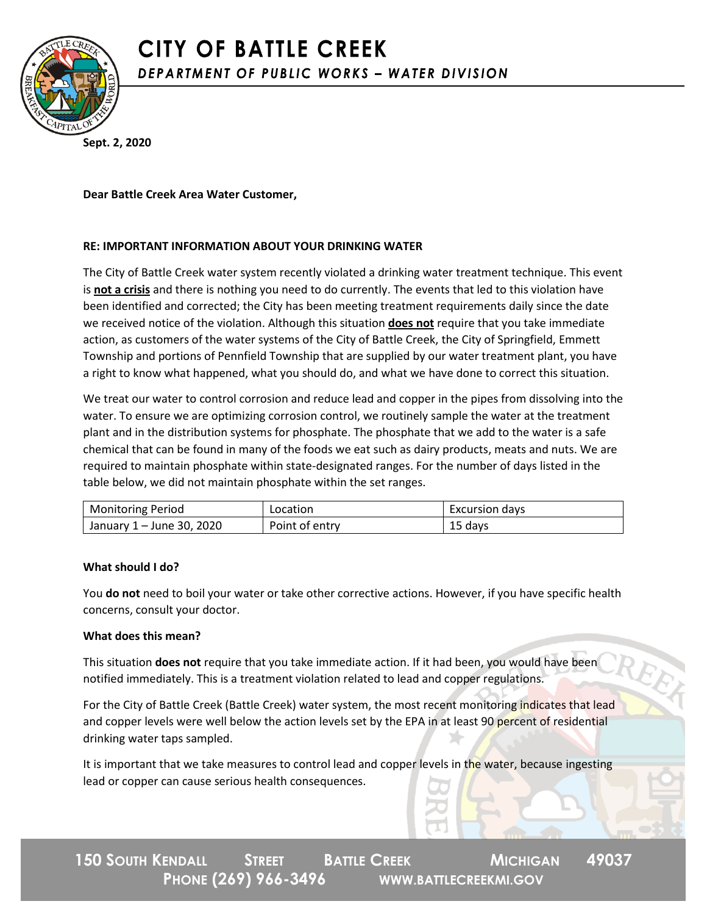# CITY OF BATTLE CREEK

## *DEPARTMENT OF PUBLIC WORKS – WATER DIVISION*

**Sept. 2, 2020**

**Dear Battle Creek Area Water Customer,**

**RE: IMPORTANT INFORMATION ABOUT YOUR DRINKING WATER**

The City of Battle Creek water system recently violated a drinking water treatment technique. This event is **not a crisis** and there is nothing you need to do currently. The events that led to this violation have been identified and corrected; the City has been meeting treatment requirements daily since the date we received notice of the violation. Although this situation **does not** require that you take immediate action, as customers of the water systems of the City of Battle Creek, the City of Springfield, Emmett Township and portions of Pennfield Township that are supplied by our water treatment plant, you have a right to know what happened, what you should do, and what we have done to correct this situation.

We treat our water to control corrosion and reduce lead and copper in the pipes from dissolving into the water. To ensure we are optimizing corrosion control, we routinely sample the water at the treatment plant and in the distribution systems for phosphate. The phosphate that we add to the water is a safe chemical that can be found in many of the foods we eat such as dairy products, meats and nuts. We are required to maintain phosphate within state-designated ranges. For the number of days listed in the table below, we did not maintain phosphate within the set ranges.

| Monitoring Period | Location | Excursion days |
|---|---|---|
| January 1 – June 30, 2020 | Point of entry | 15 days |

**What should I do?**

You **do not** need to boil your water or take other corrective actions. However, if you have specific health concerns, consult your doctor.

**What does this mean?**

This situation **does not** require that you take immediate action. If it had been, you would have been notified immediately. This is a treatment violation related to lead and copper regulations.

For the City of Battle Creek (Battle Creek) water system, the most recent monitoring indicates that lead and copper levels were well below the action levels set by the EPA in at least 90 percent of residential drinking water taps sampled.

It is important that we take measures to control lead and copper levels in the water, because ingesting lead or copper can cause serious health consequences.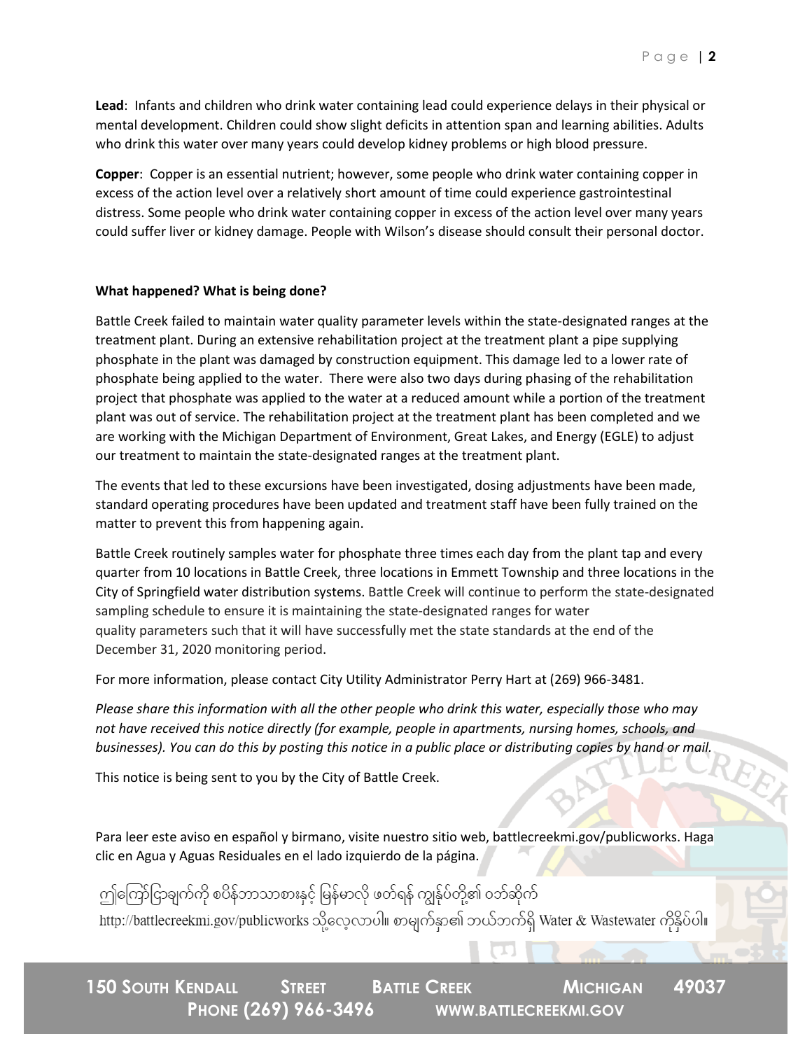**Lead**: Infants and children who drink water containing lead could experience delays in their physical or mental development. Children could show slight deficits in attention span and learning abilities. Adults who drink this water over many years could develop kidney problems or high blood pressure.

**Copper**: Copper is an essential nutrient; however, some people who drink water containing copper in excess of the action level over a relatively short amount of time could experience gastrointestinal distress. Some people who drink water containing copper in excess of the action level over many years could suffer liver or kidney damage. People with Wilson's disease should consult their personal doctor.

**What happened? What is being done?**

Battle Creek failed to maintain water quality parameter levels within the state-designated ranges at the treatment plant. During an extensive rehabilitation project at the treatment plant a pipe supplying phosphate in the plant was damaged by construction equipment. This damage led to a lower rate of phosphate being applied to the water. There were also two days during phasing of the rehabilitation project that phosphate was applied to the water at a reduced amount while a portion of the treatment plant was out of service. The rehabilitation project at the treatment plant has been completed and we are working with the Michigan Department of Environment, Great Lakes, and Energy (EGLE) to adjust our treatment to maintain the state-designated ranges at the treatment plant.

The events that led to these excursions have been investigated, dosing adjustments have been made, standard operating procedures have been updated and treatment staff have been fully trained on the matter to prevent this from happening again.

Battle Creek routinely samples water for phosphate three times each day from the plant tap and every quarter from 10 locations in Battle Creek, three locations in Emmett Township and three locations in the City of Springfield water distribution systems. Battle Creek will continue to perform the state-designated sampling schedule to ensure it is maintaining the state-designated ranges for water quality parameters such that it will have successfully met the state standards at the end of the December 31, 2020 monitoring period.

For more information, please contact City Utility Administrator Perry Hart at (269) 966-3481.

*Please share this information with all the other people who drink this water, especially those who may not have received this notice directly (for example, people in apartments, nursing homes, schools, and businesses). You can do this by posting this notice in a public place or distributing copies by hand or mail.*

This notice is being sent to you by the City of Battle Creek.

Para leer este aviso en español y birmano, visite nuestro sitio web, battlecreekmi.gov/publicworks. Haga clic en Agua y Aguas Residuales en el lado izquierdo de la página.

ဤကြော်ငြာချက်ကို စပိန်ဘာသာစားနှင့် မြန်မာလို ဖတ်ရန် ကျွန်ုပ်တို့၏ ဝဘ်ဆိုက် http://battlecreekmi.gov/publicworks သို့လေ့လာပါ။ စာမျက်နှာ၏ ဘယ်ဘက်ရှိ Water & Wastewater ကိုနှိပ်ပါ။

**150 South Kendall Street Battle Creek Michigan 49037**
**Phone (269) 966-3496 www.battlecreekmi.gov**